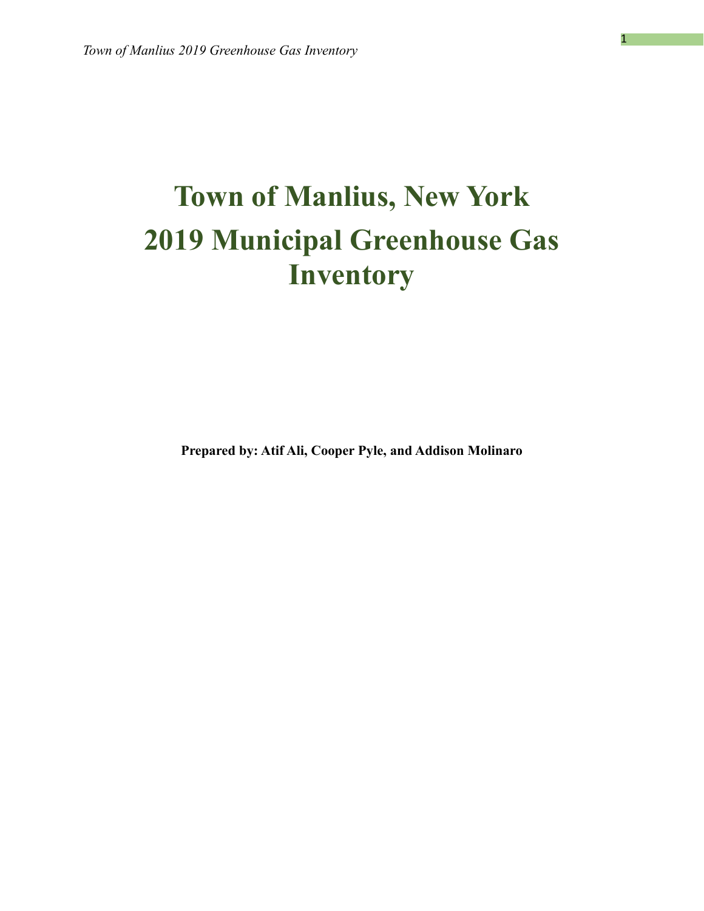# Town of Manlius, New York
# 2019 Municipal Greenhouse Gas Inventory

**Prepared by: Atif Ali, Cooper Pyle, and Addison Molinaro**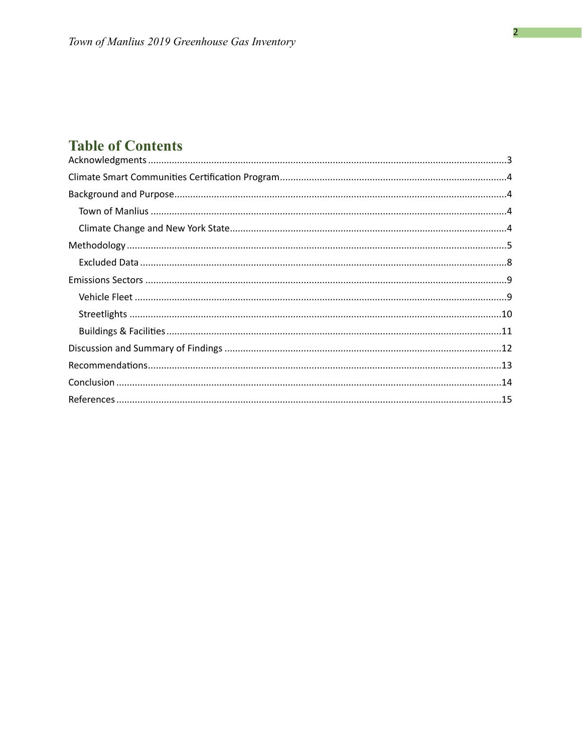# Table of Contents

- Acknowledgments ....................................................................................................................................3
- Climate Smart Communities Certification Program....................................................................................4
- Background and Purpose............................................................................................................................4
  - Town of Manlius ...................................................................................................................................4
  - Climate Change and New York State........................................................................................................4
- Methodology ..............................................................................................................................................5
  - Excluded Data .........................................................................................................................................8
- Emissions Sectors .......................................................................................................................................9
  - Vehicle Fleet ...........................................................................................................................................9
  - Streetlights ............................................................................................................................................10
  - Buildings & Facilities .............................................................................................................................11
- Discussion and Summary of Findings ........................................................................................................12
- Recommendations....................................................................................................................................13
- Conclusion ................................................................................................................................................14
- References ...............................................................................................................................................15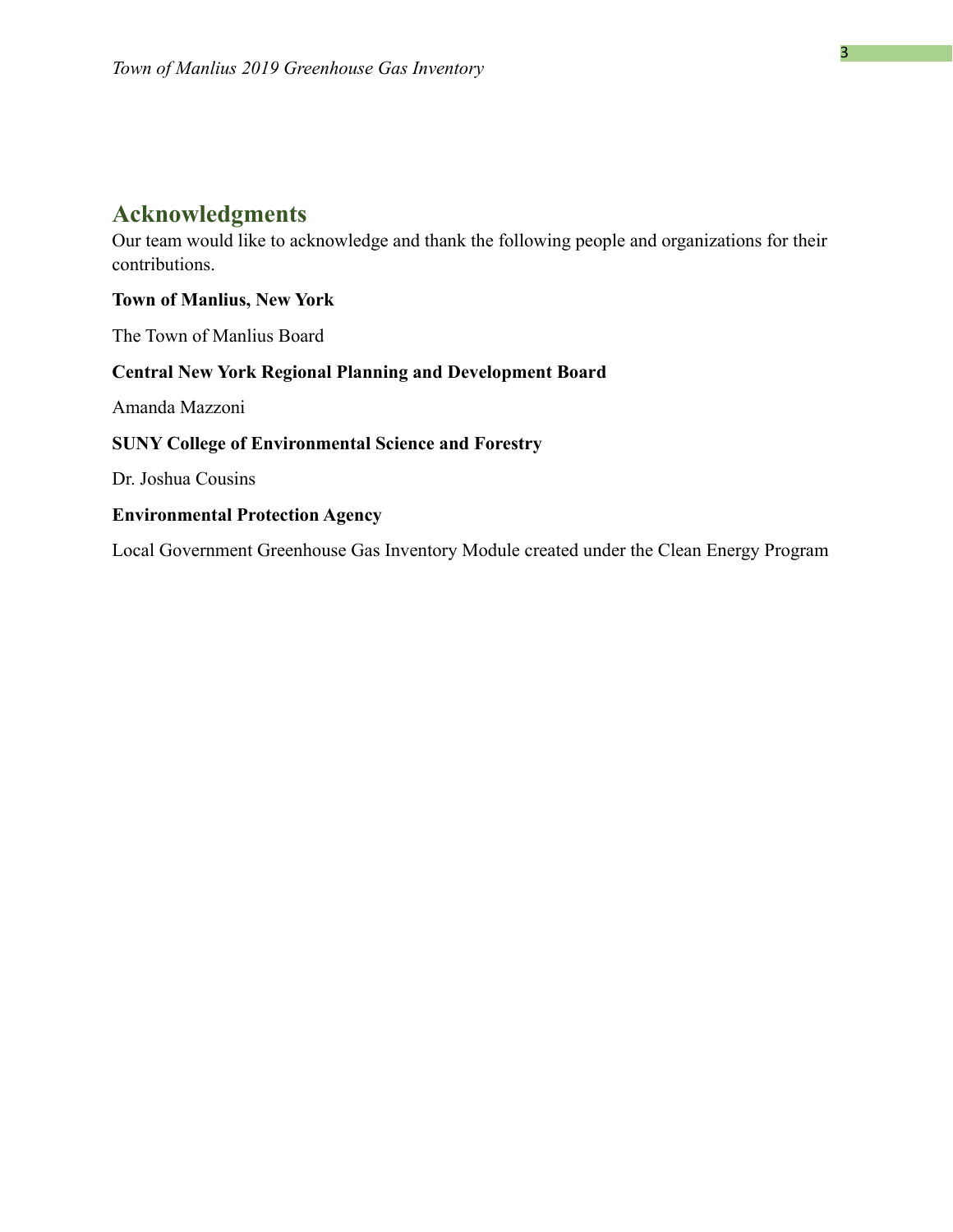## Acknowledgments

Our team would like to acknowledge and thank the following people and organizations for their contributions.

**Town of Manlius, New York**

The Town of Manlius Board

**Central New York Regional Planning and Development Board**

Amanda Mazzoni

**SUNY College of Environmental Science and Forestry**

Dr. Joshua Cousins

**Environmental Protection Agency**

Local Government Greenhouse Gas Inventory Module created under the Clean Energy Program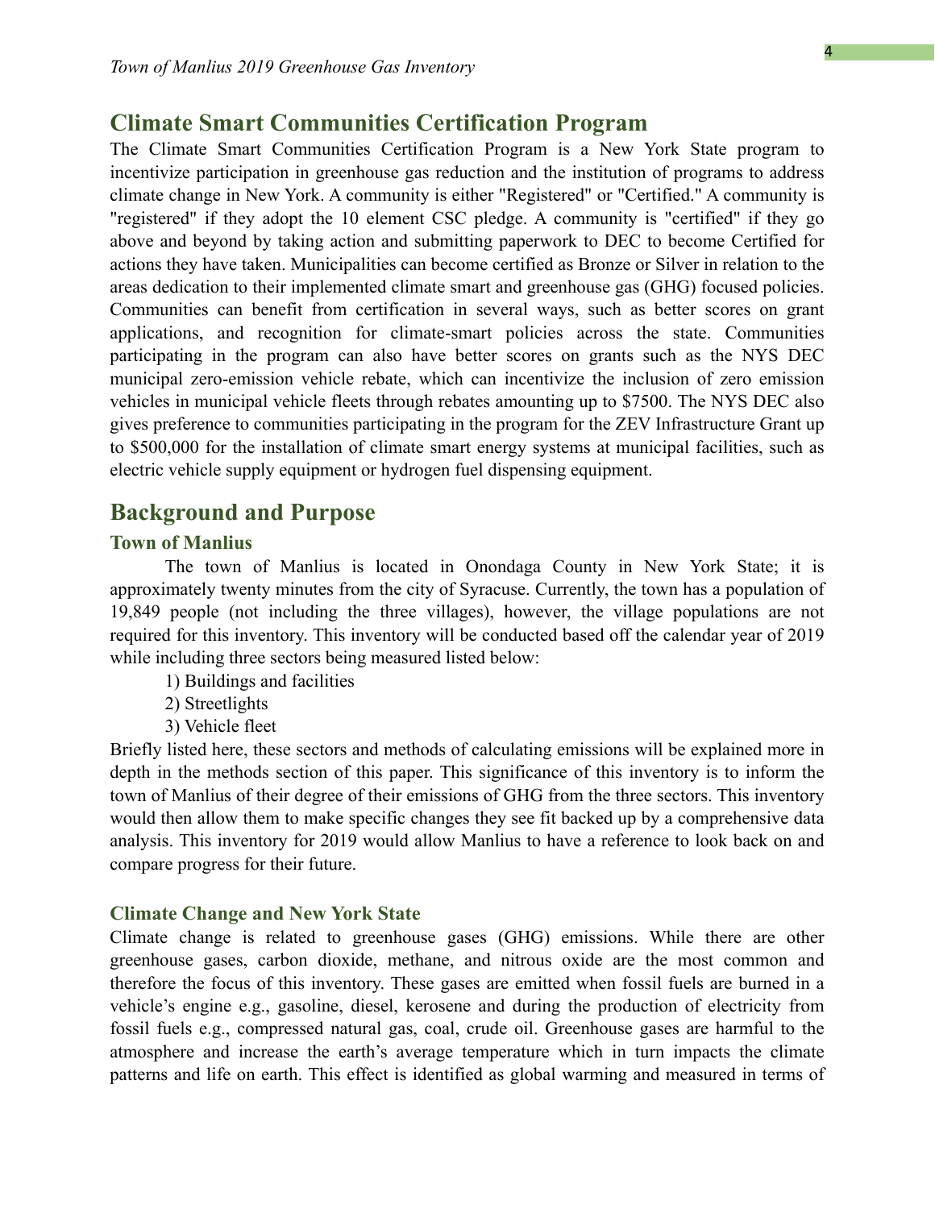## Climate Smart Communities Certification Program

The Climate Smart Communities Certification Program is a New York State program to incentivize participation in greenhouse gas reduction and the institution of programs to address climate change in New York. A community is either "Registered" or "Certified." A community is "registered" if they adopt the 10 element CSC pledge. A community is "certified" if they go above and beyond by taking action and submitting paperwork to DEC to become Certified for actions they have taken. Municipalities can become certified as Bronze or Silver in relation to the areas dedication to their implemented climate smart and greenhouse gas (GHG) focused policies. Communities can benefit from certification in several ways, such as better scores on grant applications, and recognition for climate-smart policies across the state. Communities participating in the program can also have better scores on grants such as the NYS DEC municipal zero-emission vehicle rebate, which can incentivize the inclusion of zero emission vehicles in municipal vehicle fleets through rebates amounting up to $7500. The NYS DEC also gives preference to communities participating in the program for the ZEV Infrastructure Grant up to $500,000 for the installation of climate smart energy systems at municipal facilities, such as electric vehicle supply equipment or hydrogen fuel dispensing equipment.

## Background and Purpose

### Town of Manlius

The town of Manlius is located in Onondaga County in New York State; it is approximately twenty minutes from the city of Syracuse. Currently, the town has a population of 19,849 people (not including the three villages), however, the village populations are not required for this inventory. This inventory will be conducted based off the calendar year of 2019 while including three sectors being measured listed below:

1) Buildings and facilities
2) Streetlights
3) Vehicle fleet

Briefly listed here, these sectors and methods of calculating emissions will be explained more in depth in the methods section of this paper. This significance of this inventory is to inform the town of Manlius of their degree of their emissions of GHG from the three sectors. This inventory would then allow them to make specific changes they see fit backed up by a comprehensive data analysis. This inventory for 2019 would allow Manlius to have a reference to look back on and compare progress for their future.

### Climate Change and New York State

Climate change is related to greenhouse gases (GHG) emissions. While there are other greenhouse gases, carbon dioxide, methane, and nitrous oxide are the most common and therefore the focus of this inventory. These gases are emitted when fossil fuels are burned in a vehicle's engine e.g., gasoline, diesel, kerosene and during the production of electricity from fossil fuels e.g., compressed natural gas, coal, crude oil. Greenhouse gases are harmful to the atmosphere and increase the earth's average temperature which in turn impacts the climate patterns and life on earth. This effect is identified as global warming and measured in terms of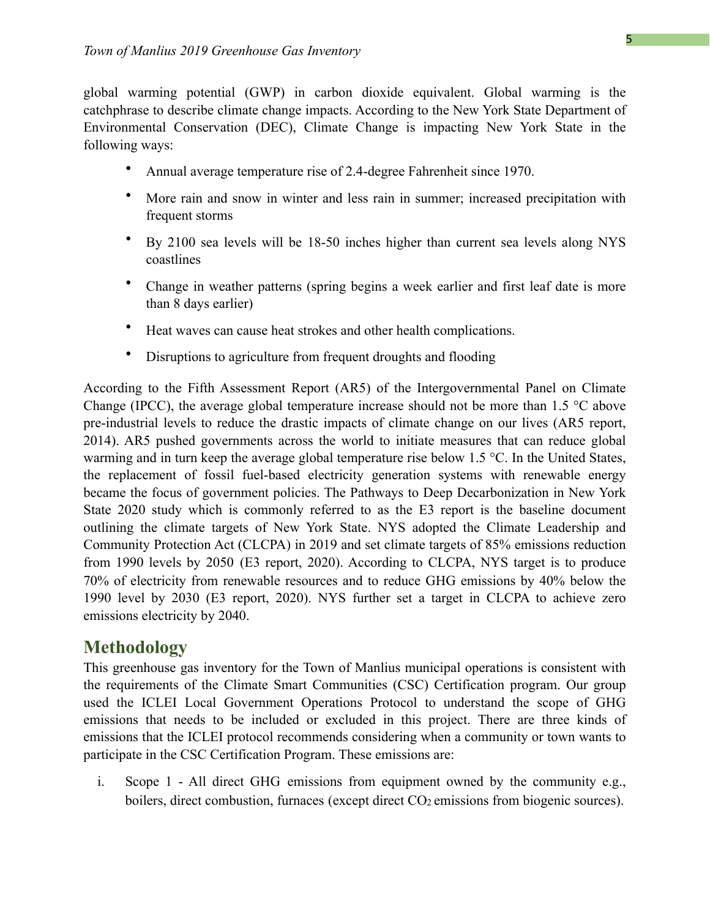global warming potential (GWP) in carbon dioxide equivalent. Global warming is the catchphrase to describe climate change impacts. According to the New York State Department of Environmental Conservation (DEC), Climate Change is impacting New York State in the following ways:

- Annual average temperature rise of 2.4-degree Fahrenheit since 1970.
- More rain and snow in winter and less rain in summer; increased precipitation with frequent storms
- By 2100 sea levels will be 18-50 inches higher than current sea levels along NYS coastlines
- Change in weather patterns (spring begins a week earlier and first leaf date is more than 8 days earlier)
- Heat waves can cause heat strokes and other health complications.
- Disruptions to agriculture from frequent droughts and flooding

According to the Fifth Assessment Report (AR5) of the Intergovernmental Panel on Climate Change (IPCC), the average global temperature increase should not be more than 1.5 °C above pre-industrial levels to reduce the drastic impacts of climate change on our lives (AR5 report, 2014). AR5 pushed governments across the world to initiate measures that can reduce global warming and in turn keep the average global temperature rise below 1.5 °C. In the United States, the replacement of fossil fuel-based electricity generation systems with renewable energy became the focus of government policies. The Pathways to Deep Decarbonization in New York State 2020 study which is commonly referred to as the E3 report is the baseline document outlining the climate targets of New York State. NYS adopted the Climate Leadership and Community Protection Act (CLCPA) in 2019 and set climate targets of 85% emissions reduction from 1990 levels by 2050 (E3 report, 2020). According to CLCPA, NYS target is to produce 70% of electricity from renewable resources and to reduce GHG emissions by 40% below the 1990 level by 2030 (E3 report, 2020). NYS further set a target in CLCPA to achieve zero emissions electricity by 2040.

## Methodology

This greenhouse gas inventory for the Town of Manlius municipal operations is consistent with the requirements of the Climate Smart Communities (CSC) Certification program. Our group used the ICLEI Local Government Operations Protocol to understand the scope of GHG emissions that needs to be included or excluded in this project. There are three kinds of emissions that the ICLEI protocol recommends considering when a community or town wants to participate in the CSC Certification Program. These emissions are:

i. Scope 1 - All direct GHG emissions from equipment owned by the community e.g., boilers, direct combustion, furnaces (except direct $CO_2$ emissions from biogenic sources).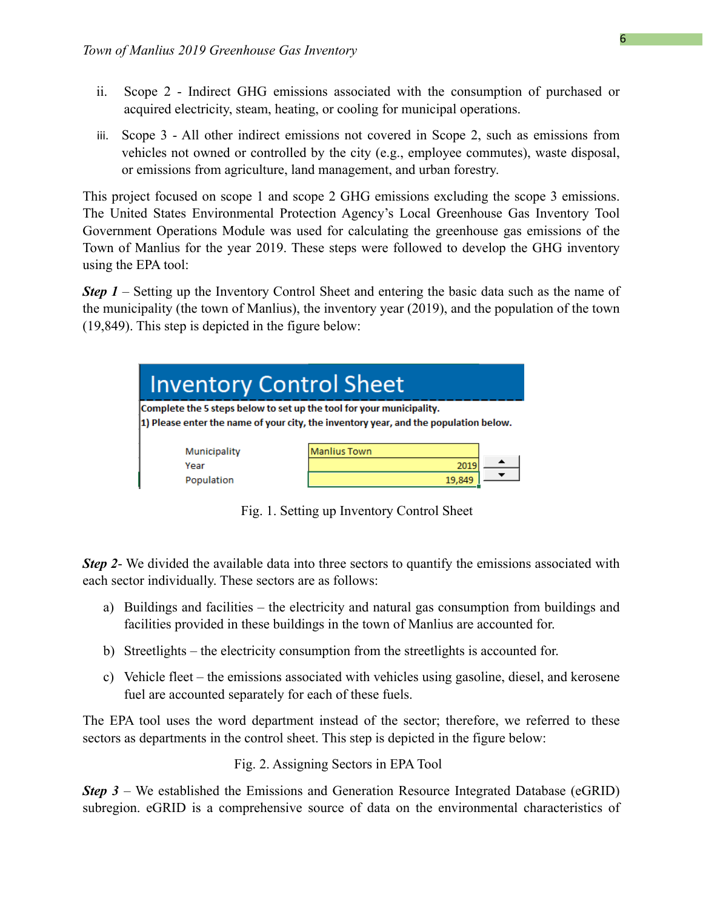ii. Scope 2 - Indirect GHG emissions associated with the consumption of purchased or acquired electricity, steam, heating, or cooling for municipal operations.

iii. Scope 3 - All other indirect emissions not covered in Scope 2, such as emissions from vehicles not owned or controlled by the city (e.g., employee commutes), waste disposal, or emissions from agriculture, land management, and urban forestry.

This project focused on scope 1 and scope 2 GHG emissions excluding the scope 3 emissions. The United States Environmental Protection Agency's Local Greenhouse Gas Inventory Tool Government Operations Module was used for calculating the greenhouse gas emissions of the Town of Manlius for the year 2019. These steps were followed to develop the GHG inventory using the EPA tool:

***Step 1*** – Setting up the Inventory Control Sheet and entering the basic data such as the name of the municipality (the town of Manlius), the inventory year (2019), and the population of the town (19,849). This step is depicted in the figure below:

Inventory Control Sheet

**Complete the 5 steps below to set up the tool for your municipality.**

**1) Please enter the name of your city, the inventory year, and the population below.**

| | |
|---|---|
| Municipality | Manlius Town |
| Year | 2019 |
| Population | 19,849 |

Fig. 1. Setting up Inventory Control Sheet

***Step 2***- We divided the available data into three sectors to quantify the emissions associated with each sector individually. These sectors are as follows:

a) Buildings and facilities – the electricity and natural gas consumption from buildings and facilities provided in these buildings in the town of Manlius are accounted for.

b) Streetlights – the electricity consumption from the streetlights is accounted for.

c) Vehicle fleet – the emissions associated with vehicles using gasoline, diesel, and kerosene fuel are accounted separately for each of these fuels.

The EPA tool uses the word department instead of the sector; therefore, we referred to these sectors as departments in the control sheet. This step is depicted in the figure below:

Fig. 2. Assigning Sectors in EPA Tool

***Step 3*** – We established the Emissions and Generation Resource Integrated Database (eGRID) subregion. eGRID is a comprehensive source of data on the environmental characteristics of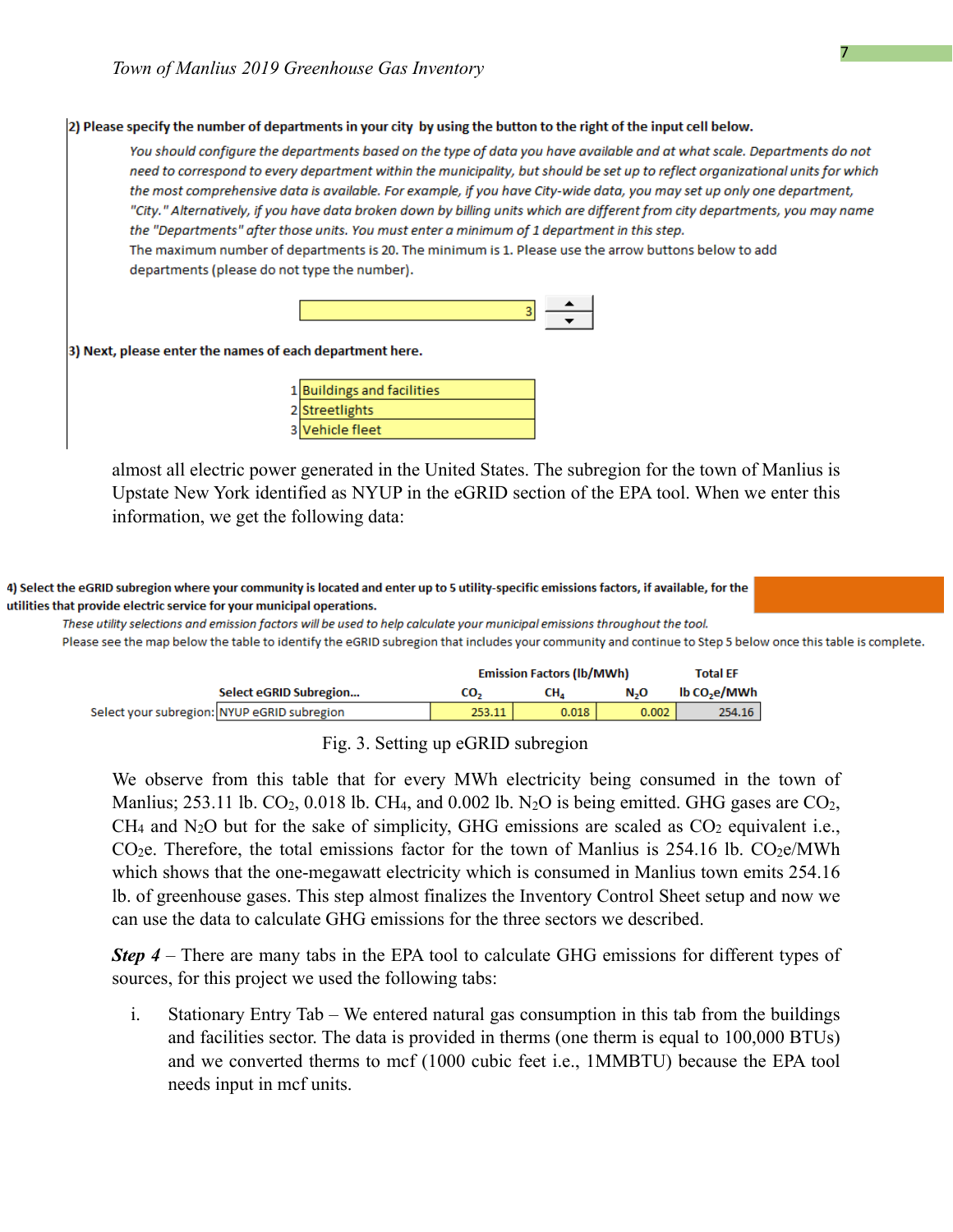2) Please specify the number of departments in your city by using the button to the right of the input cell below.

*You should configure the departments based on the type of data you have available and at what scale. Departments do not need to correspond to every department within the municipality, but should be set up to reflect organizational units for which the most comprehensive data is available. For example, if you have City-wide data, you may set up only one department, "City." Alternatively, if you have data broken down by billing units which are different from city departments, you may name the "Departments" after those units. You must enter a minimum of 1 department in this step.*

The maximum number of departments is 20. The minimum is 1. Please use the arrow buttons below to add departments (please do not type the number).

3

3) Next, please enter the names of each department here.

| | |
|---|---|
| 1 | Buildings and facilities |
| 2 | Streetlights |
| 3 | Vehicle fleet |

almost all electric power generated in the United States. The subregion for the town of Manlius is Upstate New York identified as NYUP in the eGRID section of the EPA tool. When we enter this information, we get the following data:

4) Select the eGRID subregion where your community is located and enter up to 5 utility-specific emissions factors, if available, for the utilities that provide electric service for your municipal operations.

*These utility selections and emission factors will be used to help calculate your municipal emissions throughout the tool.*

Please see the map below the table to identify the eGRID subregion that includes your community and continue to Step 5 below once this table is complete.

| | | Emission Factors (lb/MWh) | | | Total EF |
|---|---|---|---|---|---|
| | Select eGRID Subregion... | $CO_2$ | $CH_4$ | $N_2O$ | lb $CO_2e$/MWh |
| Select your subregion: | NYUP eGRID subregion | 253.11 | 0.018 | 0.002 | 254.16 |

Fig. 3. Setting up eGRID subregion

We observe from this table that for every MWh electricity being consumed in the town of Manlius; 253.11 lb. $CO_2$, 0.018 lb. $CH_4$, and 0.002 lb. $N_2O$ is being emitted. GHG gases are $CO_2$, $CH_4$ and $N_2O$ but for the sake of simplicity, GHG emissions are scaled as $CO_2$ equivalent i.e., $CO_2e$. Therefore, the total emissions factor for the town of Manlius is 254.16 lb. $CO_2e$/MWh which shows that the one-megawatt electricity which is consumed in Manlius town emits 254.16 lb. of greenhouse gases. This step almost finalizes the Inventory Control Sheet setup and now we can use the data to calculate GHG emissions for the three sectors we described.

***Step 4*** – There are many tabs in the EPA tool to calculate GHG emissions for different types of sources, for this project we used the following tabs:

i. Stationary Entry Tab – We entered natural gas consumption in this tab from the buildings and facilities sector. The data is provided in therms (one therm is equal to 100,000 BTUs) and we converted therms to mcf (1000 cubic feet i.e., 1MMBTU) because the EPA tool needs input in mcf units.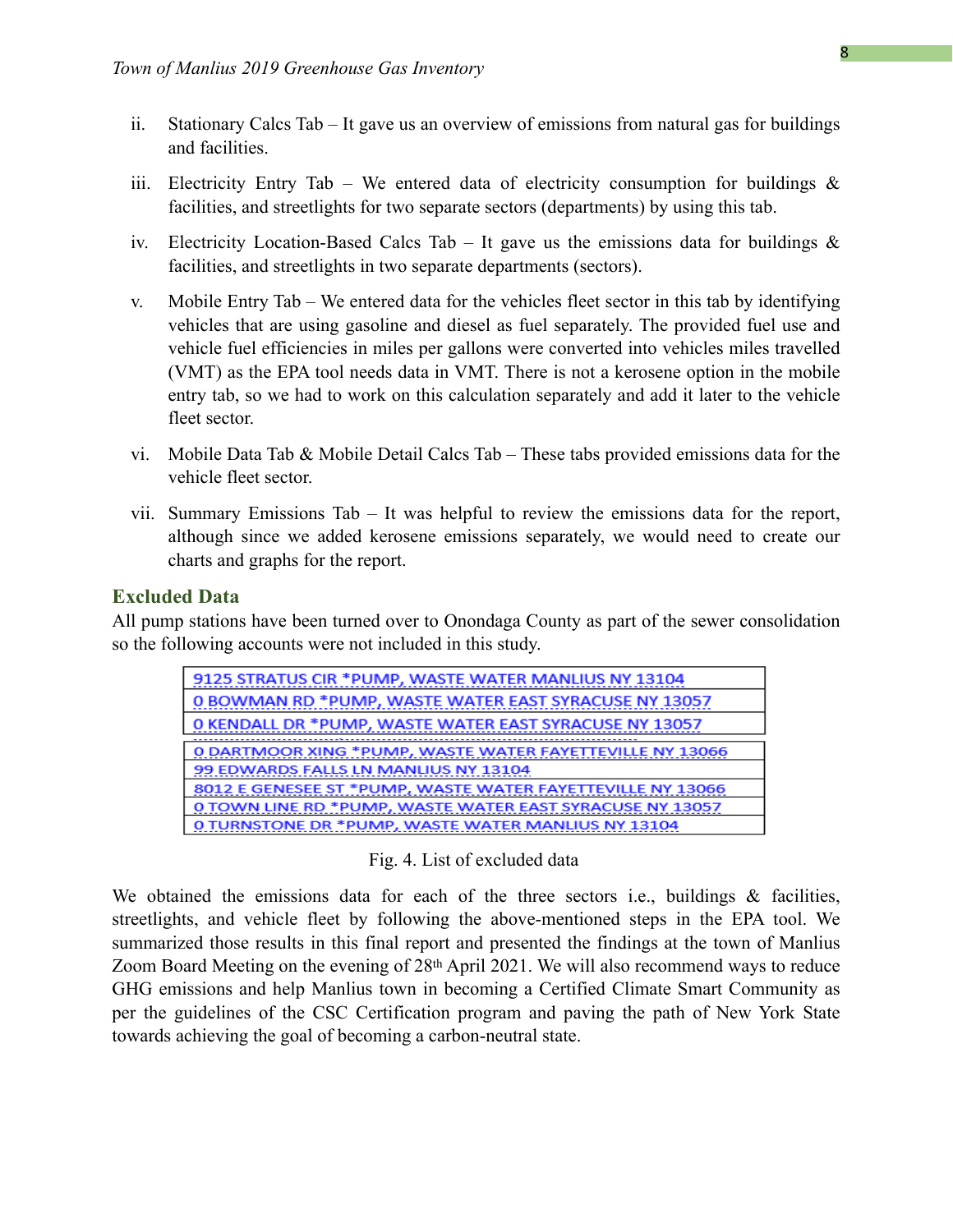ii. Stationary Calcs Tab – It gave us an overview of emissions from natural gas for buildings and facilities.

iii. Electricity Entry Tab – We entered data of electricity consumption for buildings & facilities, and streetlights for two separate sectors (departments) by using this tab.

iv. Electricity Location-Based Calcs Tab – It gave us the emissions data for buildings & facilities, and streetlights in two separate departments (sectors).

v. Mobile Entry Tab – We entered data for the vehicles fleet sector in this tab by identifying vehicles that are using gasoline and diesel as fuel separately. The provided fuel use and vehicle fuel efficiencies in miles per gallons were converted into vehicles miles travelled (VMT) as the EPA tool needs data in VMT. There is not a kerosene option in the mobile entry tab, so we had to work on this calculation separately and add it later to the vehicle fleet sector.

vi. Mobile Data Tab & Mobile Detail Calcs Tab – These tabs provided emissions data for the vehicle fleet sector.

vii. Summary Emissions Tab – It was helpful to review the emissions data for the report, although since we added kerosene emissions separately, we would need to create our charts and graphs for the report.

## Excluded Data

All pump stations have been turned over to Onondaga County as part of the sewer consolidation so the following accounts were not included in this study.

| |
|---|
| 9125 STRATUS CIR *PUMP, WASTE WATER MANLIUS NY 13104 |
| 0 BOWMAN RD *PUMP, WASTE WATER EAST SYRACUSE NY 13057 |
| 0 KENDALL DR *PUMP, WASTE WATER EAST SYRACUSE NY 13057 |
| 0 DARTMOOR XING *PUMP, WASTE WATER FAYETTEVILLE NY 13066 |
| 99 EDWARDS FALLS LN MANLIUS NY 13104 |
| 8012 E GENESEE ST *PUMP, WASTE WATER FAYETTEVILLE NY 13066 |
| 0 TOWN LINE RD *PUMP, WASTE WATER EAST SYRACUSE NY 13057 |
| 0 TURNSTONE DR *PUMP, WASTE WATER MANLIUS NY 13104 |

Fig. 4. List of excluded data

We obtained the emissions data for each of the three sectors i.e., buildings & facilities, streetlights, and vehicle fleet by following the above-mentioned steps in the EPA tool. We summarized those results in this final report and presented the findings at the town of Manlius Zoom Board Meeting on the evening of 28th April 2021. We will also recommend ways to reduce GHG emissions and help Manlius town in becoming a Certified Climate Smart Community as per the guidelines of the CSC Certification program and paving the path of New York State towards achieving the goal of becoming a carbon-neutral state.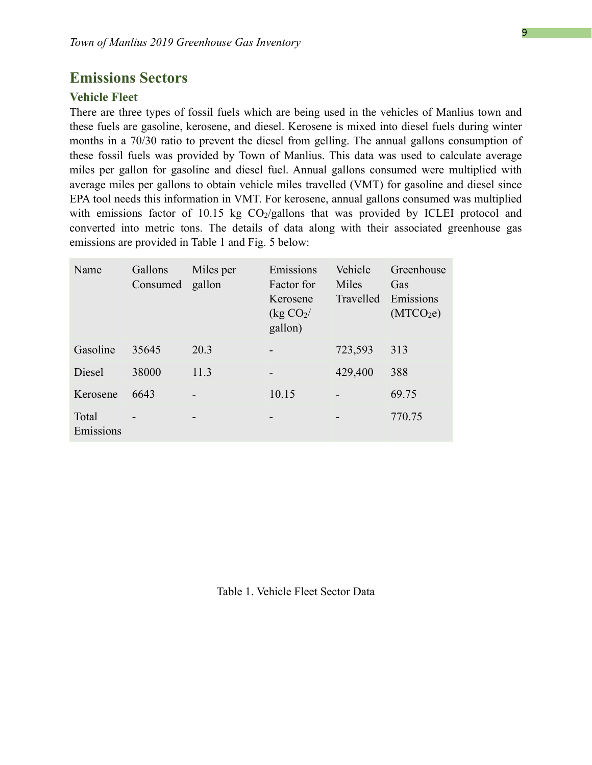## Emissions Sectors

### Vehicle Fleet

There are three types of fossil fuels which are being used in the vehicles of Manlius town and these fuels are gasoline, kerosene, and diesel. Kerosene is mixed into diesel fuels during winter months in a 70/30 ratio to prevent the diesel from gelling. The annual gallons consumption of these fossil fuels was provided by Town of Manlius. This data was used to calculate average miles per gallon for gasoline and diesel fuel. Annual gallons consumed were multiplied with average miles per gallons to obtain vehicle miles travelled (VMT) for gasoline and diesel since EPA tool needs this information in VMT. For kerosene, annual gallons consumed was multiplied with emissions factor of 10.15 kg $CO_2$/gallons that was provided by ICLEI protocol and converted into metric tons. The details of data along with their associated greenhouse gas emissions are provided in Table 1 and Fig. 5 below:

| Name | Gallons Consumed | Miles per gallon | Emissions Factor for Kerosene (kg $CO_2$/ gallon) | Vehicle Miles Travelled | Greenhouse Gas Emissions ($MTCO_2e$) |
|---|---|---|---|---|---|
| Gasoline | 35645 | 20.3 | - | 723,593 | 313 |
| Diesel | 38000 | 11.3 | - | 429,400 | 388 |
| Kerosene | 6643 | - | 10.15 | - | 69.75 |
| Total Emissions | - | - | - | - | 770.75 |

Table 1. Vehicle Fleet Sector Data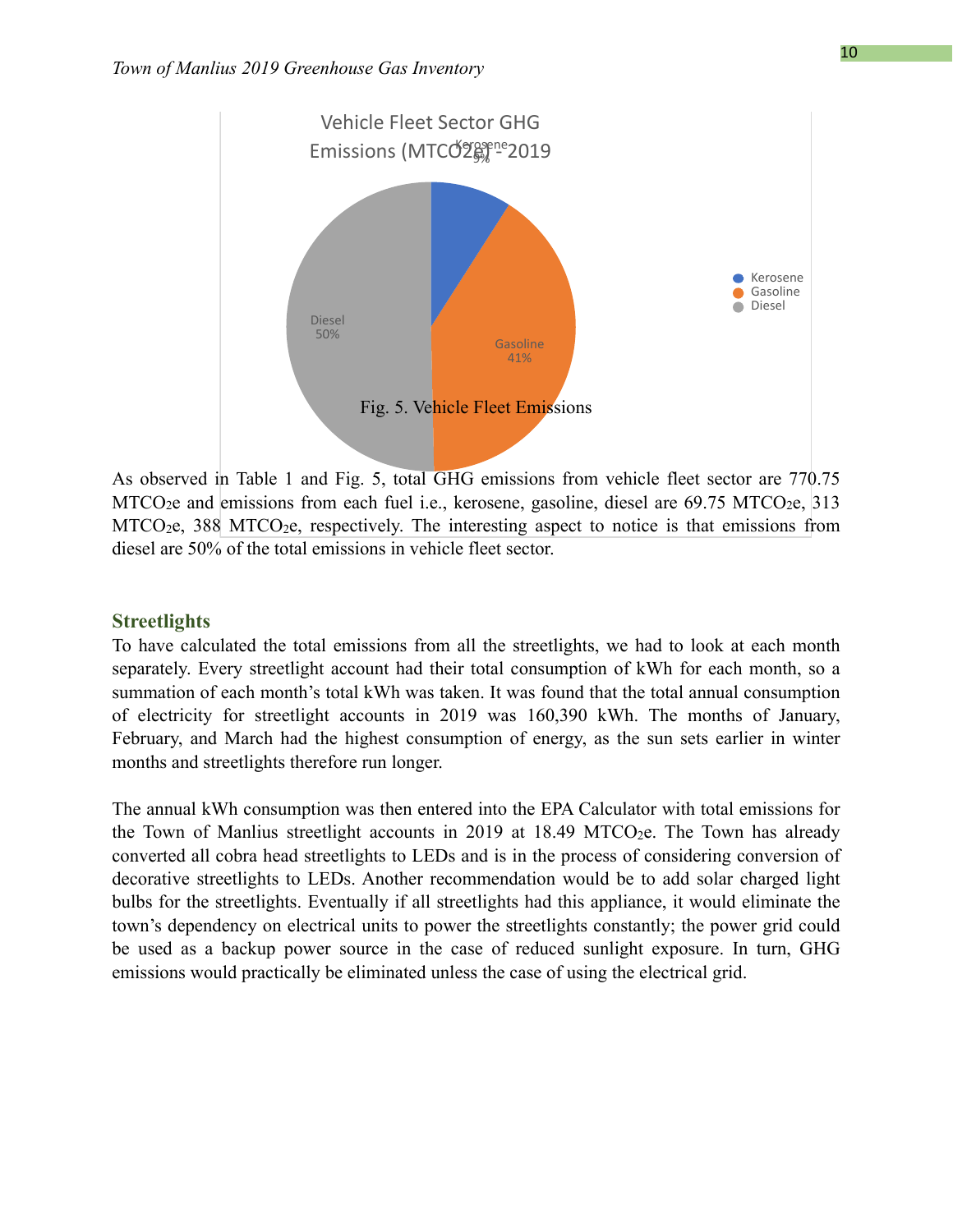Vehicle Fleet Sector GHG Emissions (MTCO2e) - 2019

Kerosene 9%

Gasoline 41%

Diesel 50%

Kerosene
Gasoline
Diesel

Fig. 5. Vehicle Fleet Emissions

As observed in Table 1 and Fig. 5, total GHG emissions from vehicle fleet sector are 770.75 $MTCO_2e$ and emissions from each fuel i.e., kerosene, gasoline, diesel are 69.75 $MTCO_2e$, 313 $MTCO_2e$, 388 $MTCO_2e$, respectively. The interesting aspect to notice is that emissions from diesel are 50% of the total emissions in vehicle fleet sector.

## Streetlights

To have calculated the total emissions from all the streetlights, we had to look at each month separately. Every streetlight account had their total consumption of kWh for each month, so a summation of each month's total kWh was taken. It was found that the total annual consumption of electricity for streetlight accounts in 2019 was 160,390 kWh. The months of January, February, and March had the highest consumption of energy, as the sun sets earlier in winter months and streetlights therefore run longer.

The annual kWh consumption was then entered into the EPA Calculator with total emissions for the Town of Manlius streetlight accounts in 2019 at 18.49 $MTCO_2e$. The Town has already converted all cobra head streetlights to LEDs and is in the process of considering conversion of decorative streetlights to LEDs. Another recommendation would be to add solar charged light bulbs for the streetlights. Eventually if all streetlights had this appliance, it would eliminate the town's dependency on electrical units to power the streetlights constantly; the power grid could be used as a backup power source in the case of reduced sunlight exposure. In turn, GHG emissions would practically be eliminated unless the case of using the electrical grid.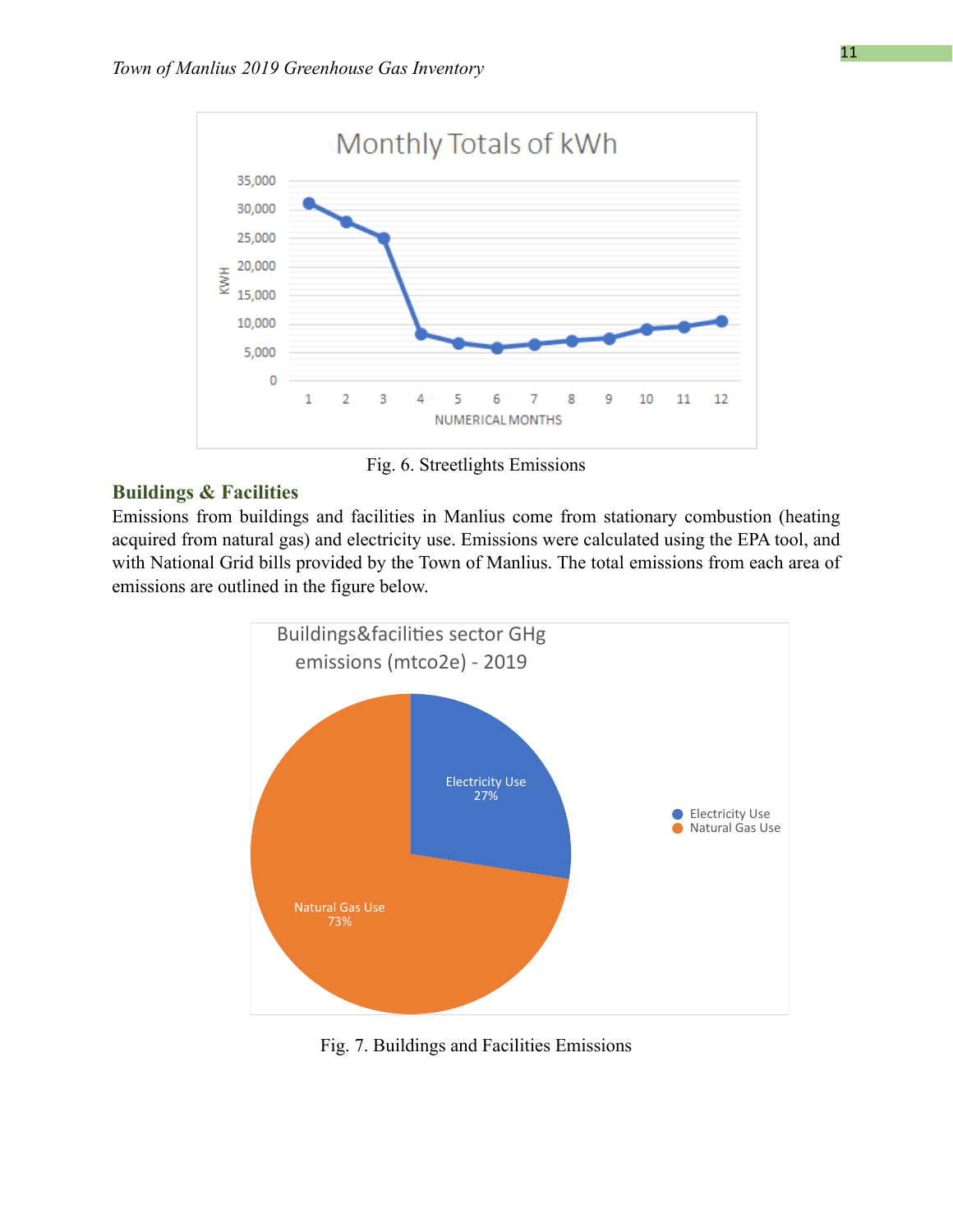Monthly Totals of kWh

35,000
30,000
25,000
20,000
15,000
10,000
5,000
0

KWH

1 2 3 4 5 6 7 8 9 10 11 12

NUMERICAL MONTHS

Fig. 6. Streetlights Emissions

### Buildings & Facilities

Emissions from buildings and facilities in Manlius come from stationary combustion (heating acquired from natural gas) and electricity use. Emissions were calculated using the EPA tool, and with National Grid bills provided by the Town of Manlius. The total emissions from each area of emissions are outlined in the figure below.

Buildings&facilities sector GHg emissions (mtco2e) - 2019

Electricity Use
27%

Natural Gas Use
73%

Electricity Use
Natural Gas Use

Fig. 7. Buildings and Facilities Emissions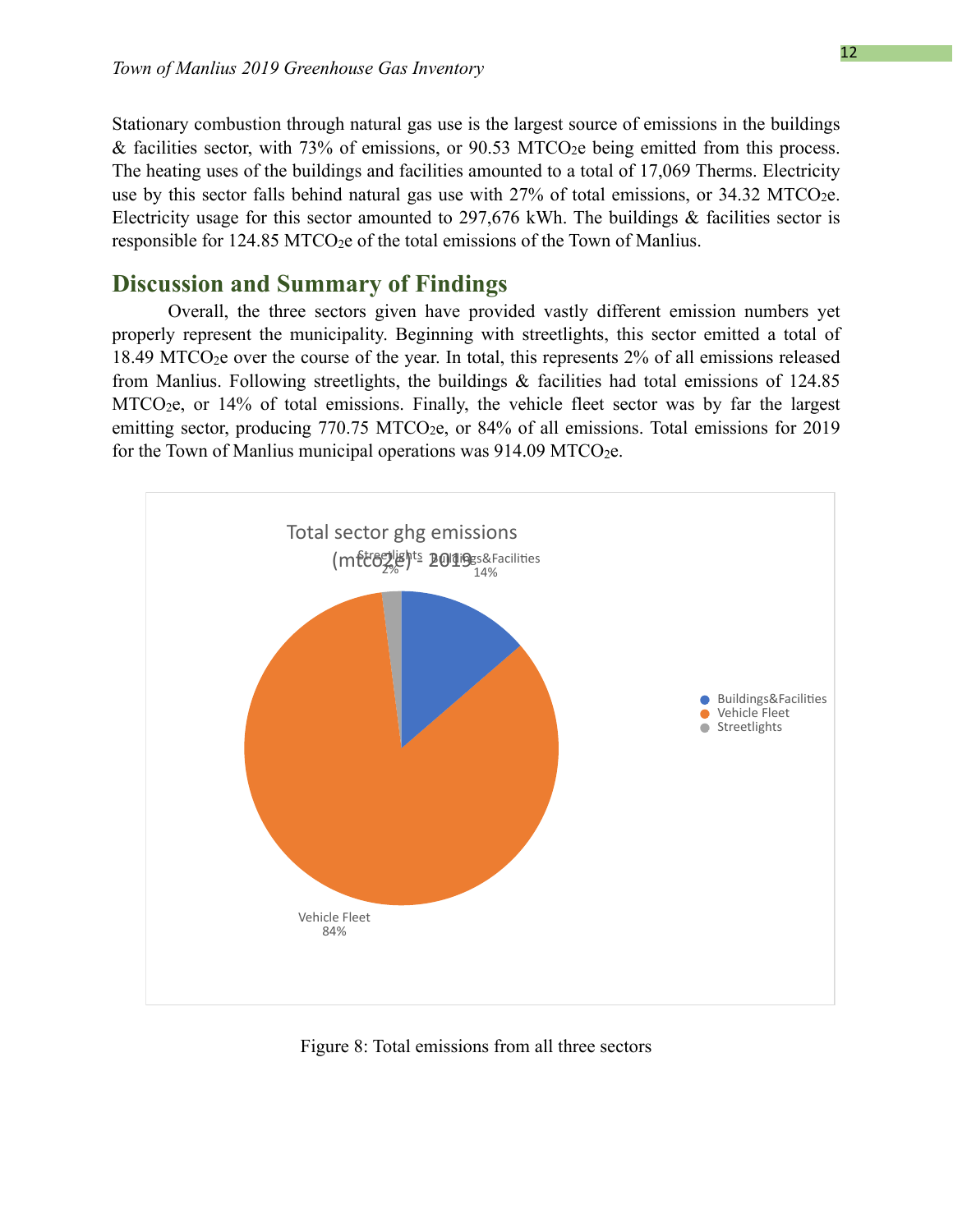Stationary combustion through natural gas use is the largest source of emissions in the buildings & facilities sector, with 73% of emissions, or 90.53 $MTCO_2e$ being emitted from this process. The heating uses of the buildings and facilities amounted to a total of 17,069 Therms. Electricity use by this sector falls behind natural gas use with 27% of total emissions, or 34.32 $MTCO_2e$. Electricity usage for this sector amounted to 297,676 kWh. The buildings & facilities sector is responsible for 124.85 $MTCO_2e$ of the total emissions of the Town of Manlius.

## Discussion and Summary of Findings

Overall, the three sectors given have provided vastly different emission numbers yet properly represent the municipality. Beginning with streetlights, this sector emitted a total of 18.49 $MTCO_2e$ over the course of the year. In total, this represents 2% of all emissions released from Manlius. Following streetlights, the buildings & facilities had total emissions of 124.85 $MTCO_2e$, or 14% of total emissions. Finally, the vehicle fleet sector was by far the largest emitting sector, producing 770.75 $MTCO_2e$, or 84% of all emissions. Total emissions for 2019 for the Town of Manlius municipal operations was 914.09 $MTCO_2e$.

Total sector ghg emissions (mtco2e) - 2019

Streetlights 2%

Buildings&Facilities 14%

Vehicle Fleet 84%

Buildings&Facilities

Vehicle Fleet

Streetlights

Figure 8: Total emissions from all three sectors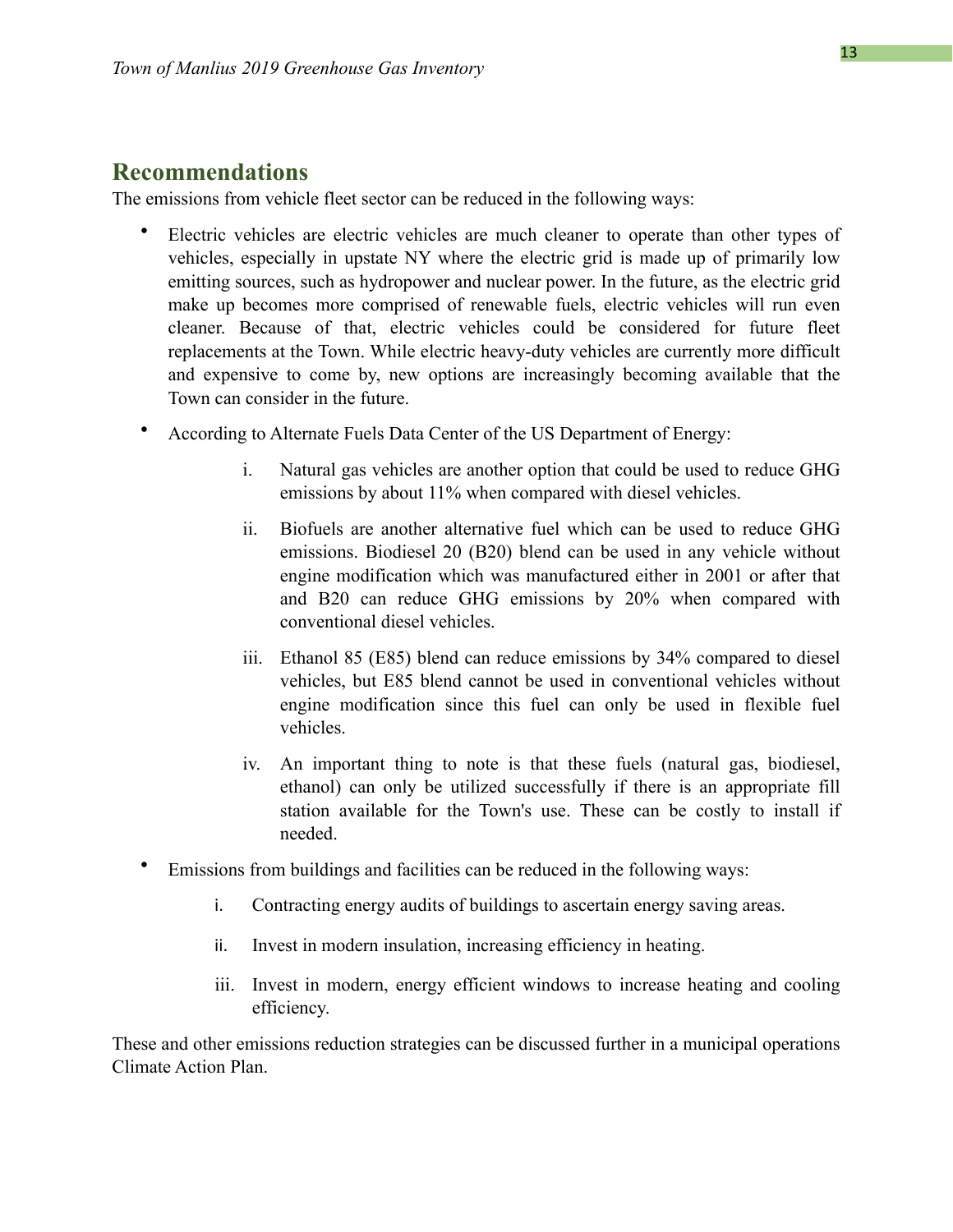## Recommendations

The emissions from vehicle fleet sector can be reduced in the following ways:

- Electric vehicles are electric vehicles are much cleaner to operate than other types of vehicles, especially in upstate NY where the electric grid is made up of primarily low emitting sources, such as hydropower and nuclear power. In the future, as the electric grid make up becomes more comprised of renewable fuels, electric vehicles will run even cleaner. Because of that, electric vehicles could be considered for future fleet replacements at the Town. While electric heavy-duty vehicles are currently more difficult and expensive to come by, new options are increasingly becoming available that the Town can consider in the future.
- According to Alternate Fuels Data Center of the US Department of Energy:
  - i. Natural gas vehicles are another option that could be used to reduce GHG emissions by about 11% when compared with diesel vehicles.
  - ii. Biofuels are another alternative fuel which can be used to reduce GHG emissions. Biodiesel 20 (B20) blend can be used in any vehicle without engine modification which was manufactured either in 2001 or after that and B20 can reduce GHG emissions by 20% when compared with conventional diesel vehicles.
  - iii. Ethanol 85 (E85) blend can reduce emissions by 34% compared to diesel vehicles, but E85 blend cannot be used in conventional vehicles without engine modification since this fuel can only be used in flexible fuel vehicles.
  - iv. An important thing to note is that these fuels (natural gas, biodiesel, ethanol) can only be utilized successfully if there is an appropriate fill station available for the Town's use. These can be costly to install if needed.
- Emissions from buildings and facilities can be reduced in the following ways:
  - i. Contracting energy audits of buildings to ascertain energy saving areas.
  - ii. Invest in modern insulation, increasing efficiency in heating.
  - iii. Invest in modern, energy efficient windows to increase heating and cooling efficiency.

These and other emissions reduction strategies can be discussed further in a municipal operations Climate Action Plan.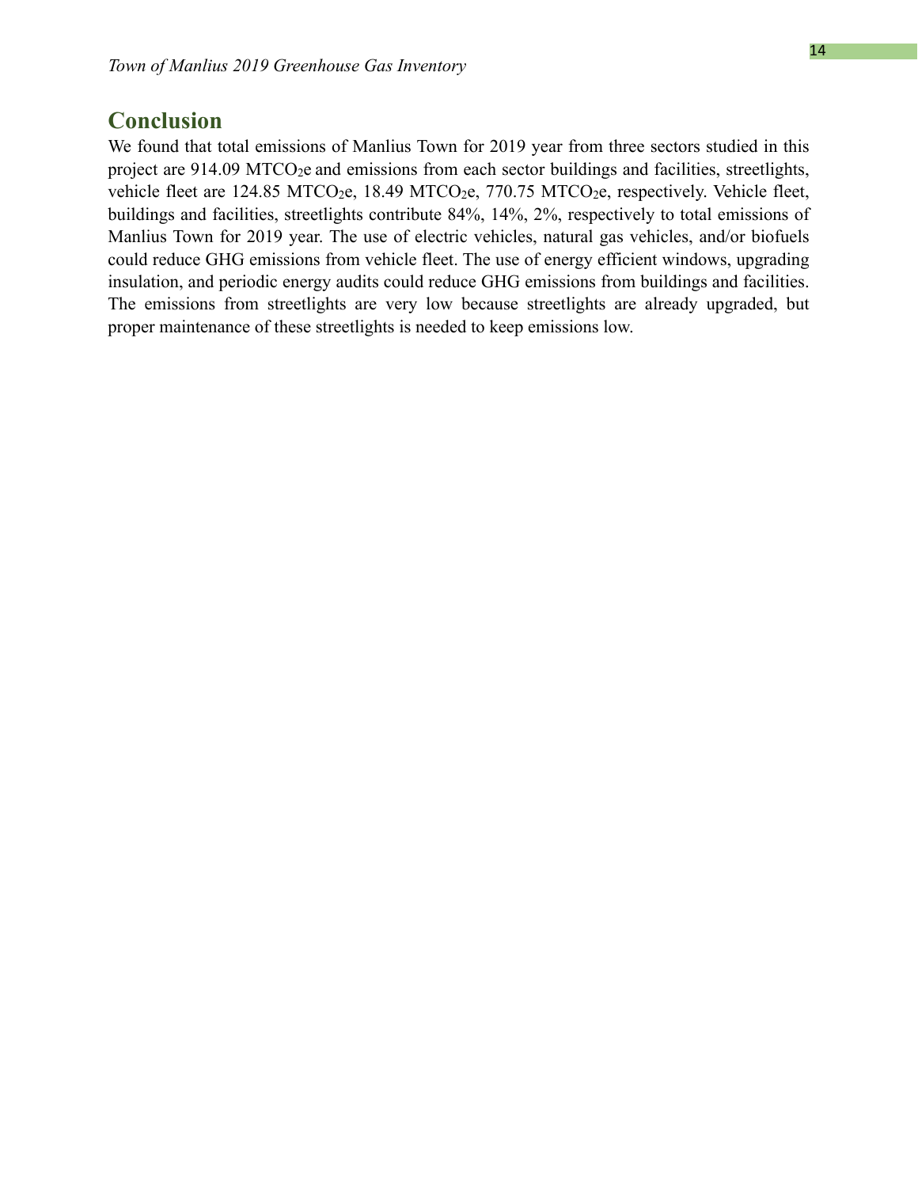## Conclusion

We found that total emissions of Manlius Town for 2019 year from three sectors studied in this project are 914.09 MT$CO_2$e and emissions from each sector buildings and facilities, streetlights, vehicle fleet are 124.85 MT$CO_2$e, 18.49 MT$CO_2$e, 770.75 MT$CO_2$e, respectively. Vehicle fleet, buildings and facilities, streetlights contribute 84%, 14%, 2%, respectively to total emissions of Manlius Town for 2019 year. The use of electric vehicles, natural gas vehicles, and/or biofuels could reduce GHG emissions from vehicle fleet. The use of energy efficient windows, upgrading insulation, and periodic energy audits could reduce GHG emissions from buildings and facilities. The emissions from streetlights are very low because streetlights are already upgraded, but proper maintenance of these streetlights is needed to keep emissions low.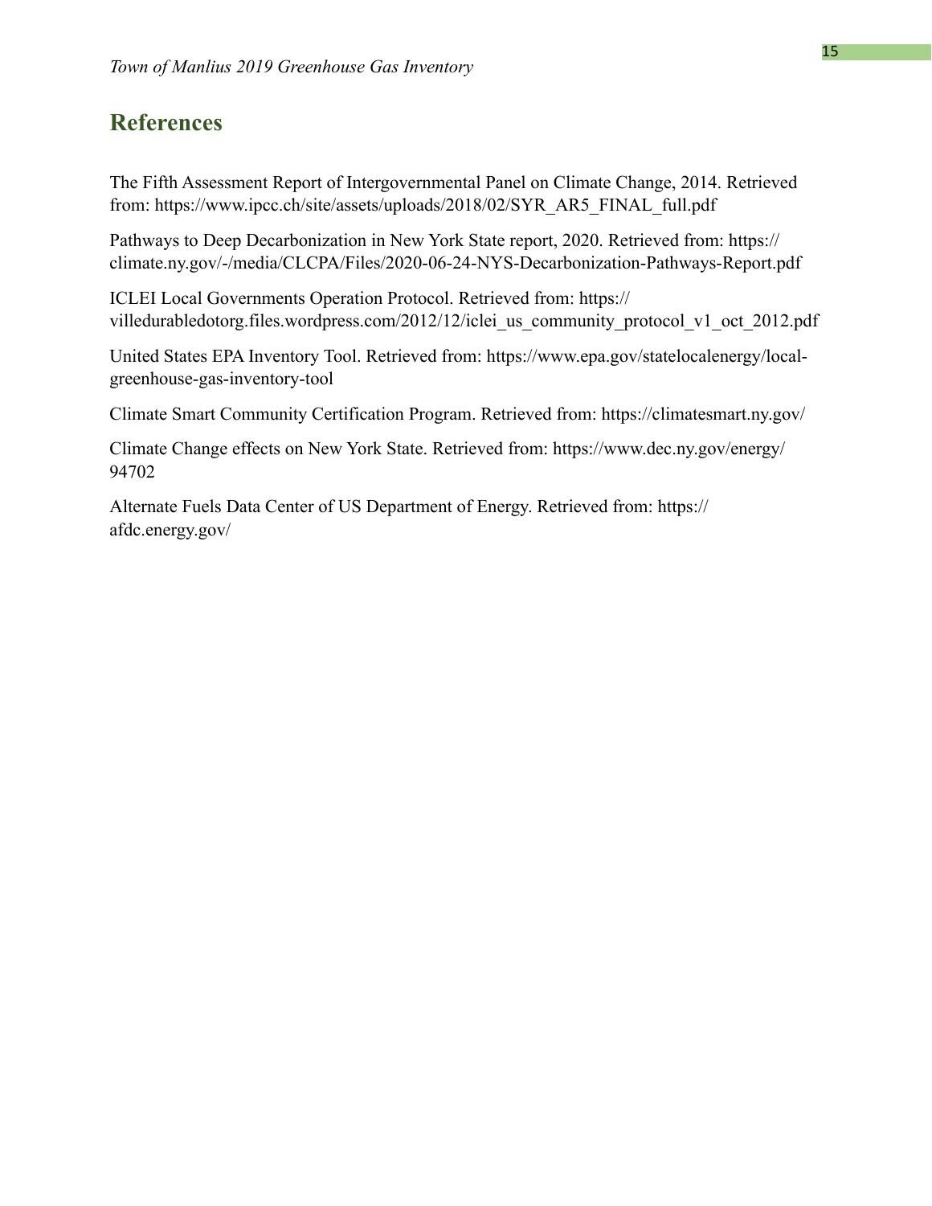## References

The Fifth Assessment Report of Intergovernmental Panel on Climate Change, 2014. Retrieved from: https://www.ipcc.ch/site/assets/uploads/2018/02/SYR_AR5_FINAL_full.pdf

Pathways to Deep Decarbonization in New York State report, 2020. Retrieved from: https://climate.ny.gov/-/media/CLCPA/Files/2020-06-24-NYS-Decarbonization-Pathways-Report.pdf

ICLEI Local Governments Operation Protocol. Retrieved from: https://villedurabledotorg.files.wordpress.com/2012/12/iclei_us_community_protocol_v1_oct_2012.pdf

United States EPA Inventory Tool. Retrieved from: https://www.epa.gov/statelocalenergy/local-greenhouse-gas-inventory-tool

Climate Smart Community Certification Program. Retrieved from: https://climatesmart.ny.gov/

Climate Change effects on New York State. Retrieved from: https://www.dec.ny.gov/energy/94702

Alternate Fuels Data Center of US Department of Energy. Retrieved from: https://afdc.energy.gov/